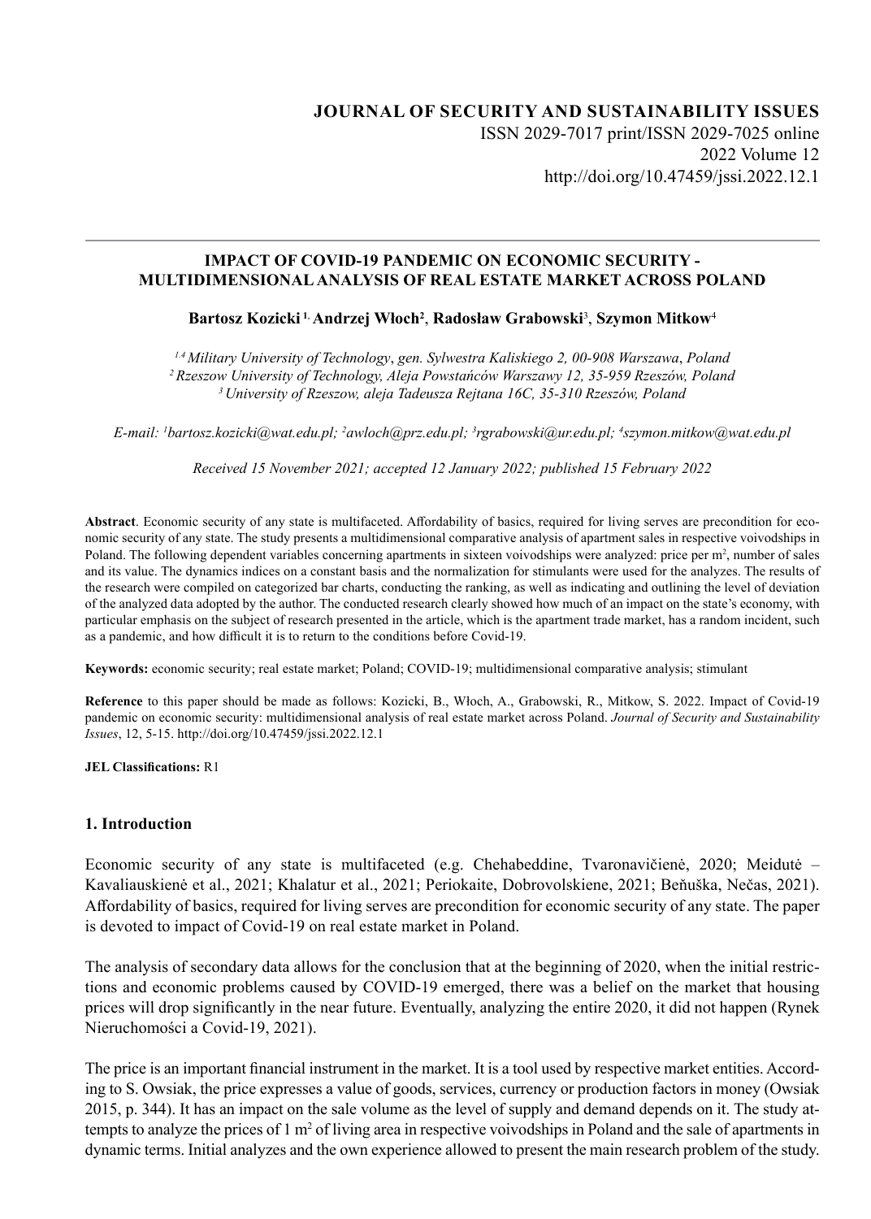**JOURNAL OF SECURITY AND SUSTAINABILITY ISSUES**
ISSN 2029-7017 print/ISSN 2029-7025 online
2022 Volume 12
http://doi.org/10.47459/jssi.2022.12.1

---

# IMPACT OF COVID-19 PANDEMIC ON ECONOMIC SECURITY - MULTIDIMENSIONAL ANALYSIS OF REAL ESTATE MARKET ACROSS POLAND

**Bartosz Kozicki [1], Andrzej Włoch[2], Radosław Grabowski[3], Szymon Mitkow[4]**

*[1,4] Military University of Technology, gen. Sylwestra Kaliskiego 2, 00-908 Warszawa, Poland*
*[2] Rzeszow University of Technology, Aleja Powstańców Warszawy 12, 35-959 Rzeszów, Poland*
*[3] University of Rzeszow, aleja Tadeusza Rejtana 16C, 35-310 Rzeszów, Poland*

*E-mail: [1]bartosz.kozicki@wat.edu.pl; [2]awloch@prz.edu.pl; [3]rgrabowski@ur.edu.pl; [4]szymon.mitkow@wat.edu.pl*

*Received 15 November 2021; accepted 12 January 2022; published 15 February 2022*

**Abstract**. Economic security of any state is multifaceted. Affordability of basics, required for living serves are precondition for economic security of any state. The study presents a multidimensional comparative analysis of apartment sales in respective voivodships in Poland. The following dependent variables concerning apartments in sixteen voivodships were analyzed: price per m$^2$, number of sales and its value. The dynamics indices on a constant basis and the normalization for stimulants were used for the analyzes. The results of the research were compiled on categorized bar charts, conducting the ranking, as well as indicating and outlining the level of deviation of the analyzed data adopted by the author. The conducted research clearly showed how much of an impact on the state's economy, with particular emphasis on the subject of research presented in the article, which is the apartment trade market, has a random incident, such as a pandemic, and how difficult it is to return to the conditions before Covid-19.

**Keywords:** economic security; real estate market; Poland; COVID-19; multidimensional comparative analysis; stimulant

**Reference** to this paper should be made as follows: Kozicki, B., Włoch, A., Grabowski, R., Mitkow, S. 2022. Impact of Covid-19 pandemic on economic security: multidimensional analysis of real estate market across Poland. *Journal of Security and Sustainability Issues*, 12, 5-15. http://doi.org/10.47459/jssi.2022.12.1

**JEL Classifications:** R1

## 1. Introduction

Economic security of any state is multifaceted (e.g. Chehabeddine, Tvaronavičienė, 2020; Meidutė – Kavaliauskienė et al., 2021; Khalatur et al., 2021; Periokaite, Dobrovolskiene, 2021; Beňuška, Nečas, 2021). Affordability of basics, required for living serves are precondition for economic security of any state. The paper is devoted to impact of Covid-19 on real estate market in Poland.

The analysis of secondary data allows for the conclusion that at the beginning of 2020, when the initial restrictions and economic problems caused by COVID-19 emerged, there was a belief on the market that housing prices will drop significantly in the near future. Eventually, analyzing the entire 2020, it did not happen (Rynek Nieruchomości a Covid-19, 2021).

The price is an important financial instrument in the market. It is a tool used by respective market entities. According to S. Owsiak, the price expresses a value of goods, services, currency or production factors in money (Owsiak 2015, p. 344). It has an impact on the sale volume as the level of supply and demand depends on it. The study attempts to analyze the prices of 1 m$^2$ of living area in respective voivodships in Poland and the sale of apartments in dynamic terms. Initial analyzes and the own experience allowed to present the main research problem of the study.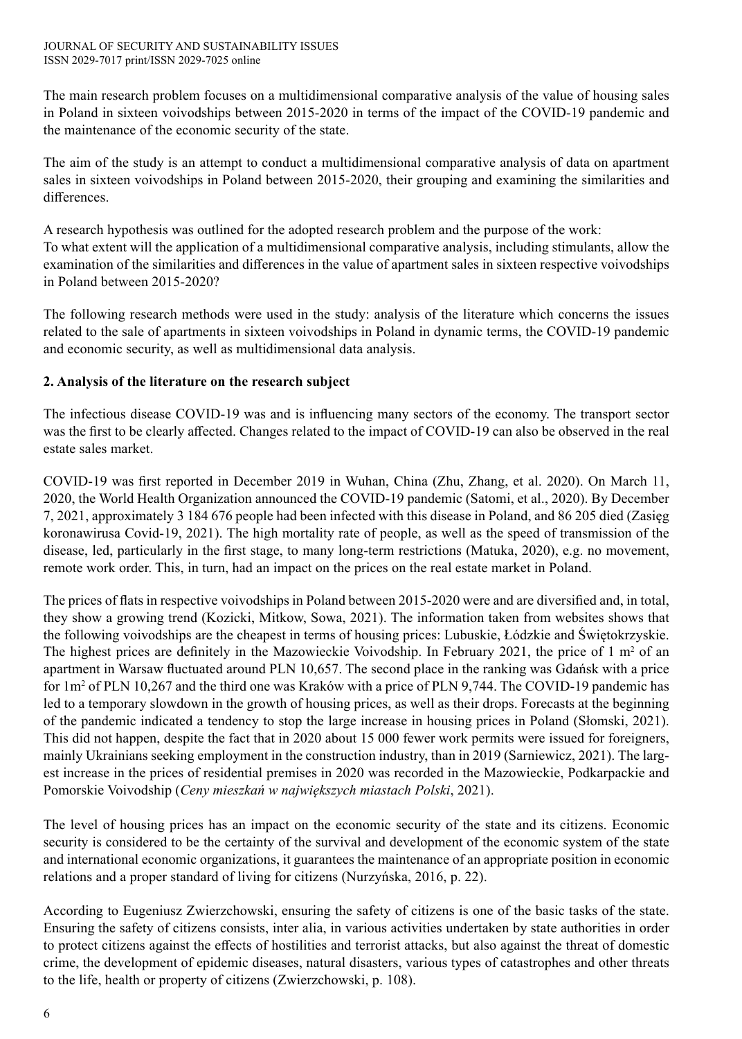The main research problem focuses on a multidimensional comparative analysis of the value of housing sales in Poland in sixteen voivodships between 2015-2020 in terms of the impact of the COVID-19 pandemic and the maintenance of the economic security of the state.

The aim of the study is an attempt to conduct a multidimensional comparative analysis of data on apartment sales in sixteen voivodships in Poland between 2015-2020, their grouping and examining the similarities and differences.

A research hypothesis was outlined for the adopted research problem and the purpose of the work:
To what extent will the application of a multidimensional comparative analysis, including stimulants, allow the examination of the similarities and differences in the value of apartment sales in sixteen respective voivodships in Poland between 2015-2020?

The following research methods were used in the study: analysis of the literature which concerns the issues related to the sale of apartments in sixteen voivodships in Poland in dynamic terms, the COVID-19 pandemic and economic security, as well as multidimensional data analysis.

## 2. Analysis of the literature on the research subject

The infectious disease COVID-19 was and is influencing many sectors of the economy. The transport sector was the first to be clearly affected. Changes related to the impact of COVID-19 can also be observed in the real estate sales market.

COVID-19 was first reported in December 2019 in Wuhan, China (Zhu, Zhang, et al. 2020). On March 11, 2020, the World Health Organization announced the COVID-19 pandemic (Satomi, et al., 2020). By December 7, 2021, approximately 3 184 676 people had been infected with this disease in Poland, and 86 205 died (Zasięg koronawirusa Covid-19, 2021). The high mortality rate of people, as well as the speed of transmission of the disease, led, particularly in the first stage, to many long-term restrictions (Matuka, 2020), e.g. no movement, remote work order. This, in turn, had an impact on the prices on the real estate market in Poland.

The prices of flats in respective voivodships in Poland between 2015-2020 were and are diversified and, in total, they show a growing trend (Kozicki, Mitkow, Sowa, 2021). The information taken from websites shows that the following voivodships are the cheapest in terms of housing prices: Lubuskie, Łódzkie and Świętokrzyskie. The highest prices are definitely in the Mazowieckie Voivodship. In February 2021, the price of 1 $m^2$ of an apartment in Warsaw fluctuated around PLN 10,657. The second place in the ranking was Gdańsk with a price for 1$m^2$ of PLN 10,267 and the third one was Kraków with a price of PLN 9,744. The COVID-19 pandemic has led to a temporary slowdown in the growth of housing prices, as well as their drops. Forecasts at the beginning of the pandemic indicated a tendency to stop the large increase in housing prices in Poland (Słomski, 2021). This did not happen, despite the fact that in 2020 about 15 000 fewer work permits were issued for foreigners, mainly Ukrainians seeking employment in the construction industry, than in 2019 (Sarniewicz, 2021). The largest increase in the prices of residential premises in 2020 was recorded in the Mazowieckie, Podkarpackie and Pomorskie Voivodship (*Ceny mieszkań w największych miastach Polski*, 2021).

The level of housing prices has an impact on the economic security of the state and its citizens. Economic security is considered to be the certainty of the survival and development of the economic system of the state and international economic organizations, it guarantees the maintenance of an appropriate position in economic relations and a proper standard of living for citizens (Nurzyńska, 2016, p. 22).

According to Eugeniusz Zwierzchowski, ensuring the safety of citizens is one of the basic tasks of the state. Ensuring the safety of citizens consists, inter alia, in various activities undertaken by state authorities in order to protect citizens against the effects of hostilities and terrorist attacks, but also against the threat of domestic crime, the development of epidemic diseases, natural disasters, various types of catastrophes and other threats to the life, health or property of citizens (Zwierzchowski, p. 108).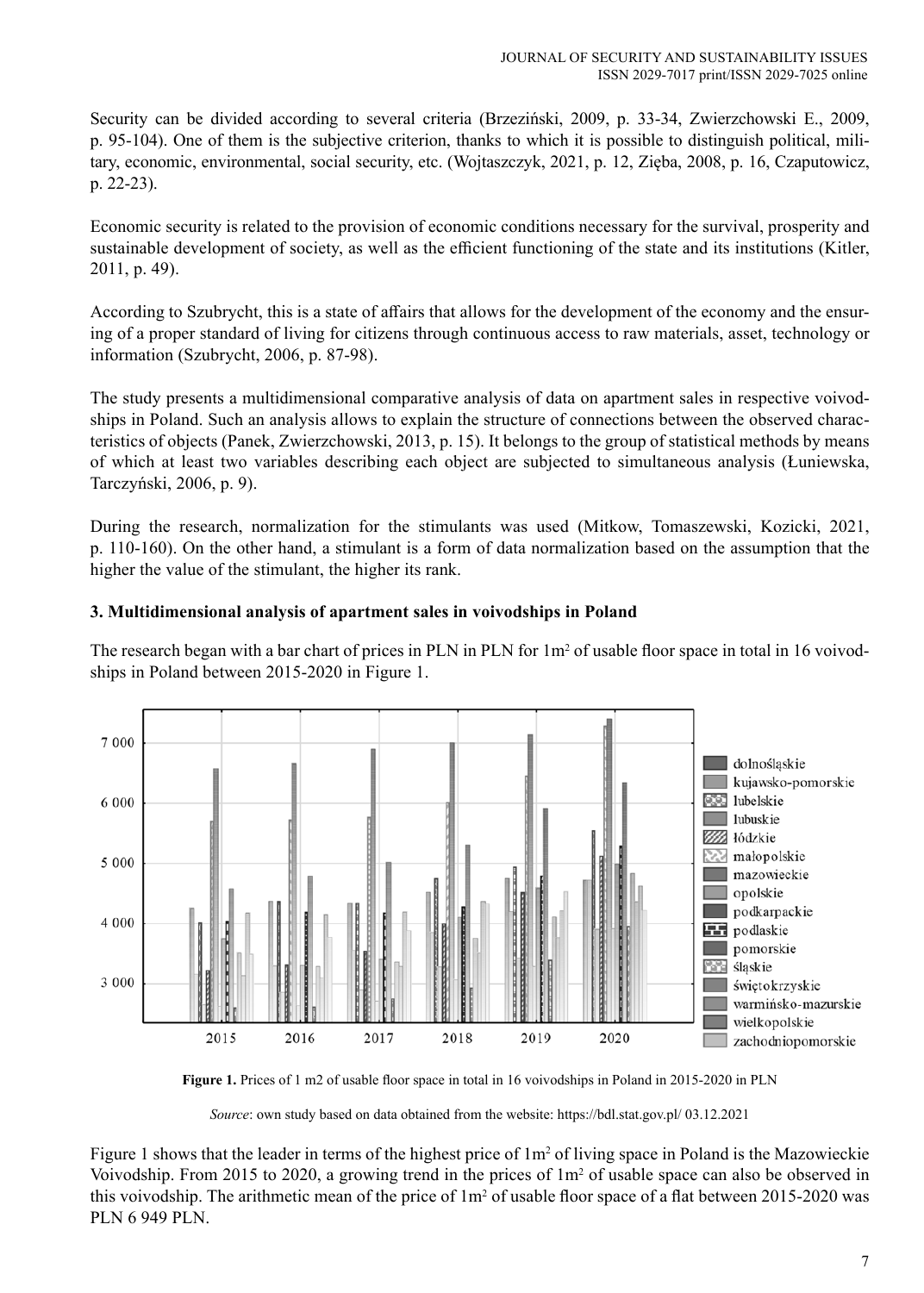Security can be divided according to several criteria (Brzeziński, 2009, p. 33-34, Zwierzchowski E., 2009, p. 95-104). One of them is the subjective criterion, thanks to which it is possible to distinguish political, military, economic, environmental, social security, etc. (Wojtaszczyk, 2021, p. 12, Zięba, 2008, p. 16, Czaputowicz, p. 22-23).

Economic security is related to the provision of economic conditions necessary for the survival, prosperity and sustainable development of society, as well as the efficient functioning of the state and its institutions (Kitler, 2011, p. 49).

According to Szubrycht, this is a state of affairs that allows for the development of the economy and the ensuring of a proper standard of living for citizens through continuous access to raw materials, asset, technology or information (Szubrycht, 2006, p. 87-98).

The study presents a multidimensional comparative analysis of data on apartment sales in respective voivodships in Poland. Such an analysis allows to explain the structure of connections between the observed characteristics of objects (Panek, Zwierzchowski, 2013, p. 15). It belongs to the group of statistical methods by means of which at least two variables describing each object are subjected to simultaneous analysis (Łuniewska, Tarczyński, 2006, p. 9).

During the research, normalization for the stimulants was used (Mitkow, Tomaszewski, Kozicki, 2021, p. 110-160). On the other hand, a stimulant is a form of data normalization based on the assumption that the higher the value of the stimulant, the higher its rank.

### 3. Multidimensional analysis of apartment sales in voivodships in Poland

The research began with a bar chart of prices in PLN in PLN for 1m$^2$ of usable floor space in total in 16 voivodships in Poland between 2015-2020 in Figure 1.

**Figure 1.** Prices of 1 m2 of usable floor space in total in 16 voivodships in Poland in 2015-2020 in PLN

*Source*: own study based on data obtained from the website: https://bdl.stat.gov.pl/ 03.12.2021

Figure 1 shows that the leader in terms of the highest price of 1m$^2$ of living space in Poland is the Mazowieckie Voivodship. From 2015 to 2020, a growing trend in the prices of 1m$^2$ of usable space can also be observed in this voivodship. The arithmetic mean of the price of 1m$^2$ of usable floor space of a flat between 2015-2020 was PLN 6 949 PLN.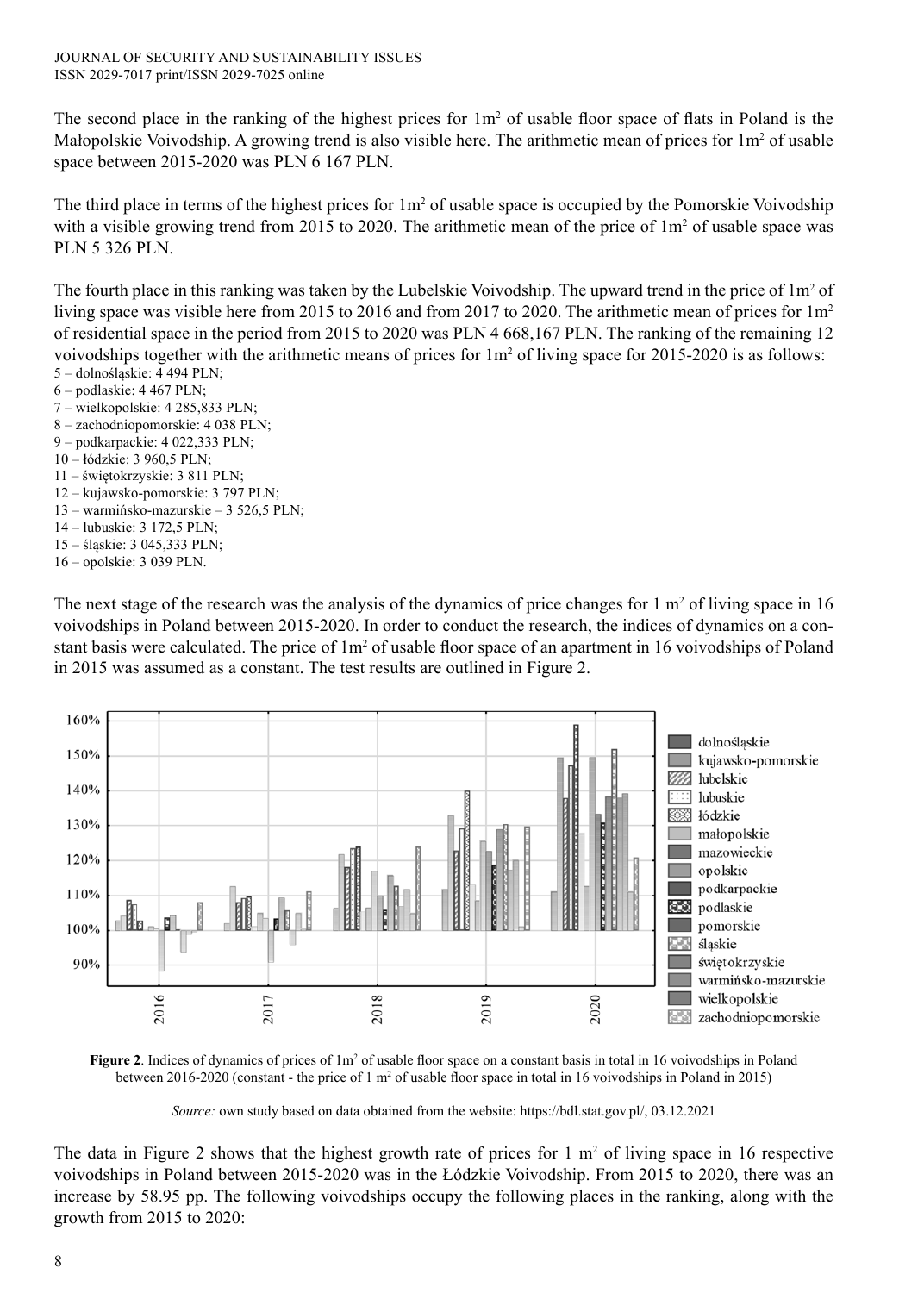The second place in the ranking of the highest prices for 1m$^2$ of usable floor space of flats in Poland is the Małopolskie Voivodship. A growing trend is also visible here. The arithmetic mean of prices for 1m$^2$ of usable space between 2015-2020 was PLN 6 167 PLN.

The third place in terms of the highest prices for 1m$^2$ of usable space is occupied by the Pomorskie Voivodship with a visible growing trend from 2015 to 2020. The arithmetic mean of the price of 1m$^2$ of usable space was PLN 5 326 PLN.

The fourth place in this ranking was taken by the Lubelskie Voivodship. The upward trend in the price of 1m$^2$ of living space was visible here from 2015 to 2016 and from 2017 to 2020. The arithmetic mean of prices for 1m$^2$ of residential space in the period from 2015 to 2020 was PLN 4 668,167 PLN. The ranking of the remaining 12 voivodships together with the arithmetic means of prices for 1m$^2$ of living space for 2015-2020 is as follows:

5 – dolnośląskie: 4 494 PLN;
6 – podlaskie: 4 467 PLN;
7 – wielkopolskie: 4 285,833 PLN;
8 – zachodniopomorskie: 4 038 PLN;
9 – podkarpackie: 4 022,333 PLN;
10 – łódzkie: 3 960,5 PLN;
11 – świętokrzyskie: 3 811 PLN;
12 – kujawsko-pomorskie: 3 797 PLN;
13 – warmińsko-mazurskie – 3 526,5 PLN;
14 – lubuskie: 3 172,5 PLN;
15 – śląskie: 3 045,333 PLN;
16 – opolskie: 3 039 PLN.

The next stage of the research was the analysis of the dynamics of price changes for 1 m$^2$ of living space in 16 voivodships in Poland between 2015-2020. In order to conduct the research, the indices of dynamics on a constant basis were calculated. The price of 1m$^2$ of usable floor space of an apartment in 16 voivodships of Poland in 2015 was assumed as a constant. The test results are outlined in Figure 2.

**Figure 2**. Indices of dynamics of prices of 1m$^2$ of usable floor space on a constant basis in total in 16 voivodships in Poland between 2016-2020 (constant - the price of 1 m$^2$ of usable floor space in total in 16 voivodships in Poland in 2015)

*Source:* own study based on data obtained from the website: https://bdl.stat.gov.pl/, 03.12.2021

The data in Figure 2 shows that the highest growth rate of prices for 1 m$^2$ of living space in 16 respective voivodships in Poland between 2015-2020 was in the Łódzkie Voivodship. From 2015 to 2020, there was an increase by 58.95 pp. The following voivodships occupy the following places in the ranking, along with the growth from 2015 to 2020: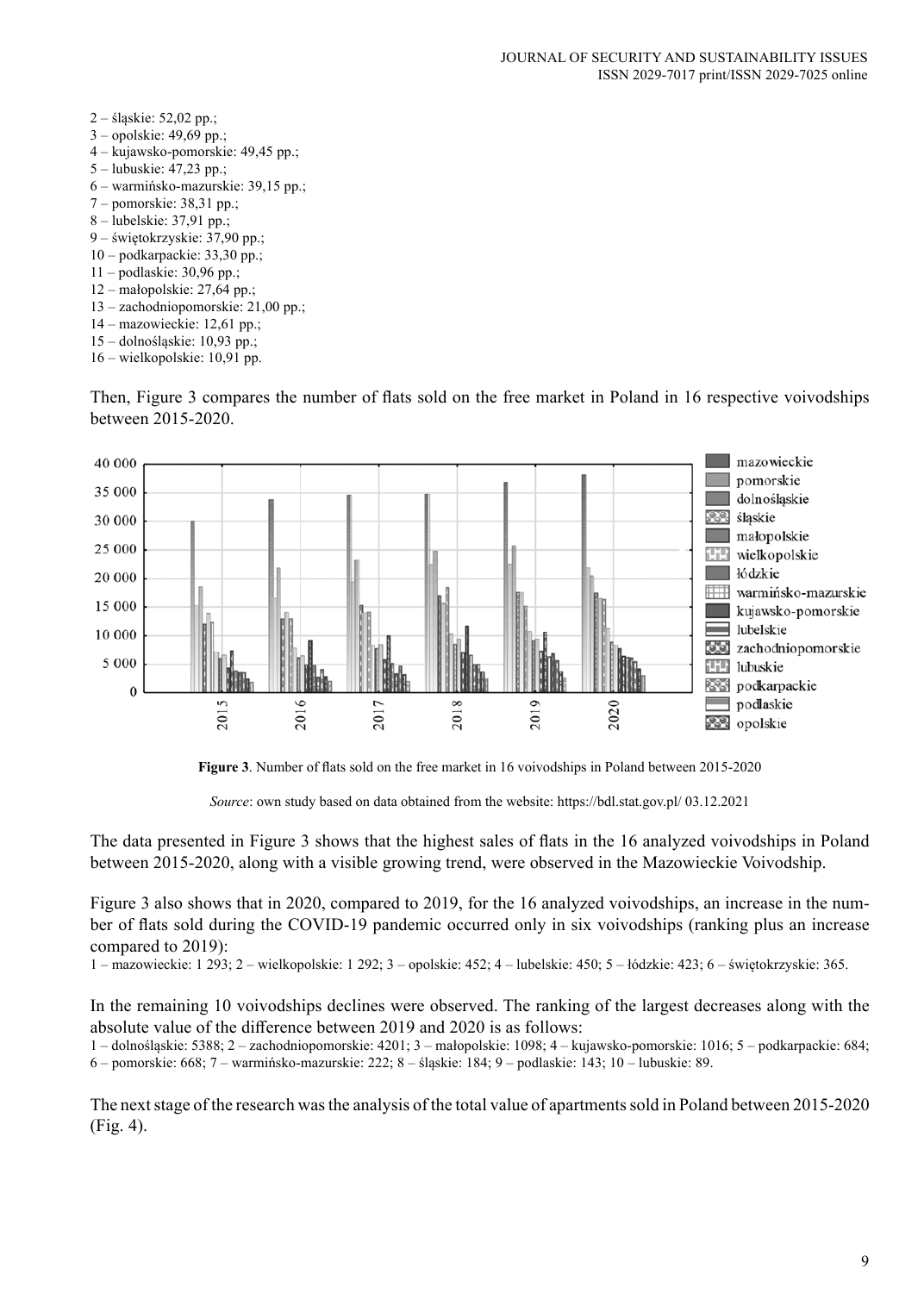2 – śląskie: 52,02 pp.;
3 – opolskie: 49,69 pp.;
4 – kujawsko-pomorskie: 49,45 pp.;
5 – lubuskie: 47,23 pp.;
6 – warmińsko-mazurskie: 39,15 pp.;
7 – pomorskie: 38,31 pp.;
8 – lubelskie: 37,91 pp.;
9 – świętokrzyskie: 37,90 pp.;
10 – podkarpackie: 33,30 pp.;
11 – podlaskie: 30,96 pp.;
12 – małopolskie: 27,64 pp.;
13 – zachodniopomorskie: 21,00 pp.;
14 – mazowieckie: 12,61 pp.;
15 – dolnośląskie: 10,93 pp.;
16 – wielkopolskie: 10,91 pp.

Then, Figure 3 compares the number of flats sold on the free market in Poland in 16 respective voivodships between 2015-2020.

**Figure 3**. Number of flats sold on the free market in 16 voivodships in Poland between 2015-2020

*Source*: own study based on data obtained from the website: https://bdl.stat.gov.pl/ 03.12.2021

The data presented in Figure 3 shows that the highest sales of flats in the 16 analyzed voivodships in Poland between 2015-2020, along with a visible growing trend, were observed in the Mazowieckie Voivodship.

Figure 3 also shows that in 2020, compared to 2019, for the 16 analyzed voivodships, an increase in the number of flats sold during the COVID-19 pandemic occurred only in six voivodships (ranking plus an increase compared to 2019):
1 – mazowieckie: 1 293; 2 – wielkopolskie: 1 292; 3 – opolskie: 452; 4 – lubelskie: 450; 5 – łódzkie: 423; 6 – świętokrzyskie: 365.

In the remaining 10 voivodships declines were observed. The ranking of the largest decreases along with the absolute value of the difference between 2019 and 2020 is as follows:
1 – dolnośląskie: 5388; 2 – zachodniopomorskie: 4201; 3 – małopolskie: 1098; 4 – kujawsko-pomorskie: 1016; 5 – podkarpackie: 684; 6 – pomorskie: 668; 7 – warmińsko-mazurskie: 222; 8 – śląskie: 184; 9 – podlaskie: 143; 10 – lubuskie: 89.

The next stage of the research was the analysis of the total value of apartments sold in Poland between 2015-2020 (Fig. 4).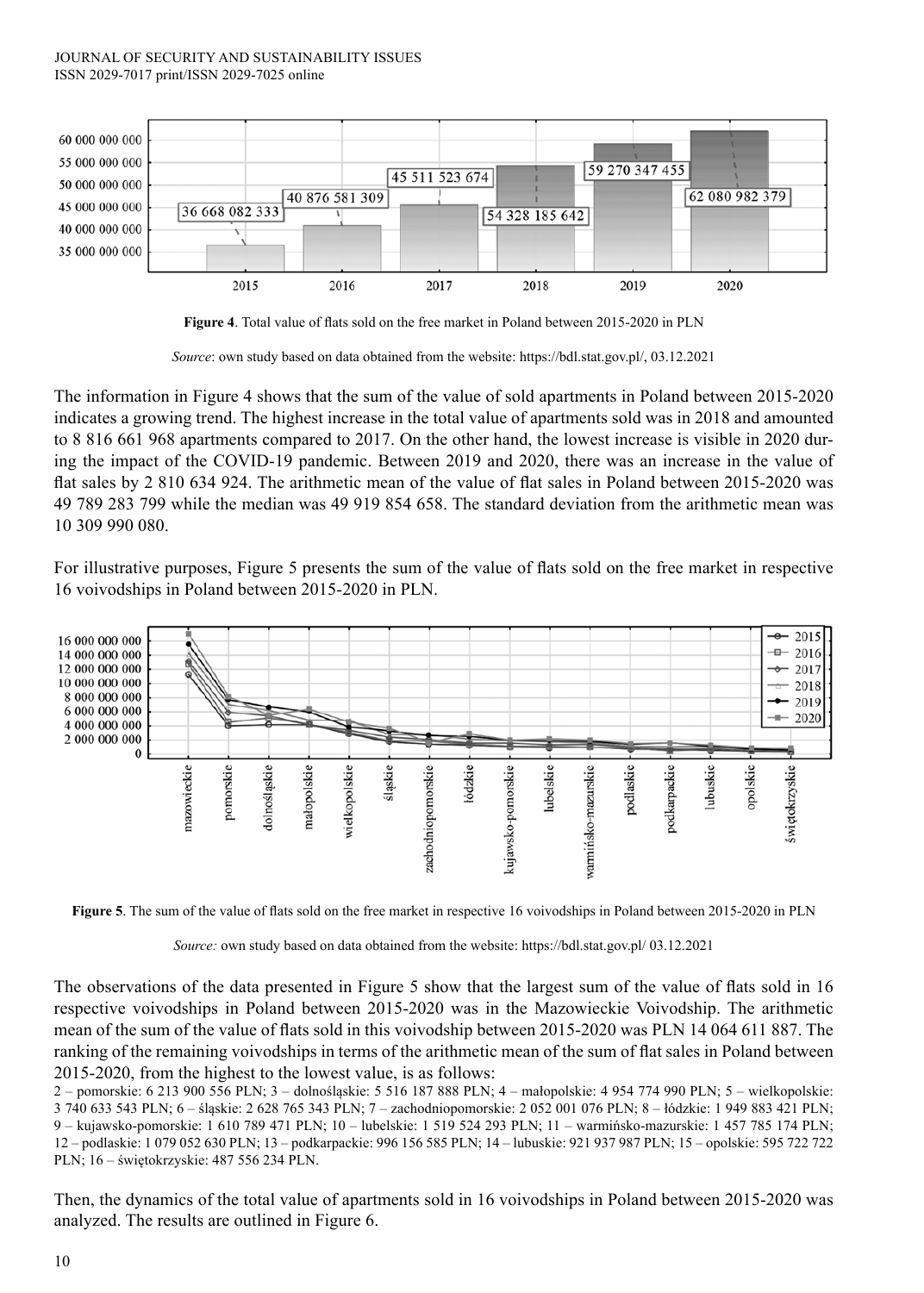**Figure 4**. Total value of flats sold on the free market in Poland between 2015-2020 in PLN

*Source*: own study based on data obtained from the website: https://bdl.stat.gov.pl/, 03.12.2021

The information in Figure 4 shows that the sum of the value of sold apartments in Poland between 2015-2020 indicates a growing trend. The highest increase in the total value of apartments sold was in 2018 and amounted to 8 816 661 968 apartments compared to 2017. On the other hand, the lowest increase is visible in 2020 during the impact of the COVID-19 pandemic. Between 2019 and 2020, there was an increase in the value of flat sales by 2 810 634 924. The arithmetic mean of the value of flat sales in Poland between 2015-2020 was 49 789 283 799 while the median was 49 919 854 658. The standard deviation from the arithmetic mean was 10 309 990 080.

For illustrative purposes, Figure 5 presents the sum of the value of flats sold on the free market in respective 16 voivodships in Poland between 2015-2020 in PLN.

**Figure 5**. The sum of the value of flats sold on the free market in respective 16 voivodships in Poland between 2015-2020 in PLN

*Source:* own study based on data obtained from the website: https://bdl.stat.gov.pl/ 03.12.2021

The observations of the data presented in Figure 5 show that the largest sum of the value of flats sold in 16 respective voivodships in Poland between 2015-2020 was in the Mazowieckie Voivodship. The arithmetic mean of the sum of the value of flats sold in this voivodship between 2015-2020 was PLN 14 064 611 887. The ranking of the remaining voivodships in terms of the arithmetic mean of the sum of flat sales in Poland between 2015-2020, from the highest to the lowest value, is as follows:
2 – pomorskie: 6 213 900 556 PLN; 3 – dolnośląskie: 5 516 187 888 PLN; 4 – małopolskie: 4 954 774 990 PLN; 5 – wielkopolskie: 3 740 633 543 PLN; 6 – śląskie: 2 628 765 343 PLN; 7 – zachodniopomorskie: 2 052 001 076 PLN; 8 – łódzkie: 1 949 883 421 PLN; 9 – kujawsko-pomorskie: 1 610 789 471 PLN; 10 – lubelskie: 1 519 524 293 PLN; 11 – warmińsko-mazurskie: 1 457 785 174 PLN; 12 – podlaskie: 1 079 052 630 PLN; 13 – podkarpackie: 996 156 585 PLN; 14 – lubuskie: 921 937 987 PLN; 15 – opolskie: 595 722 722 PLN; 16 – świętokrzyskie: 487 556 234 PLN.

Then, the dynamics of the total value of apartments sold in 16 voivodships in Poland between 2015-2020 was analyzed. The results are outlined in Figure 6.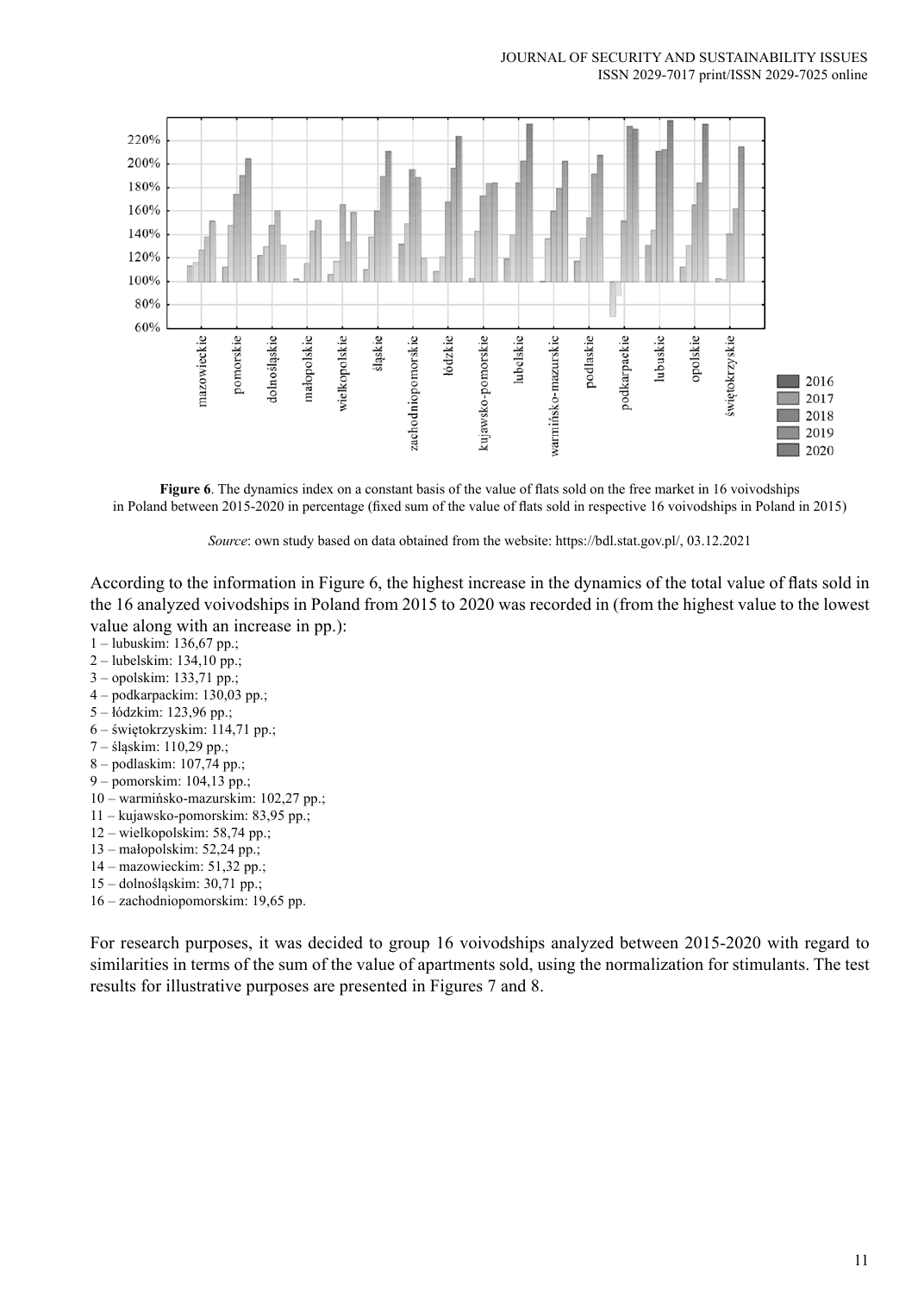**Figure 6**. The dynamics index on a constant basis of the value of flats sold on the free market in 16 voivodships in Poland between 2015-2020 in percentage (fixed sum of the value of flats sold in respective 16 voivodships in Poland in 2015)

*Source*: own study based on data obtained from the website: https://bdl.stat.gov.pl/, 03.12.2021

According to the information in Figure 6, the highest increase in the dynamics of the total value of flats sold in the 16 analyzed voivodships in Poland from 2015 to 2020 was recorded in (from the highest value to the lowest value along with an increase in pp.):

1 – lubuskim: 136,67 pp.;
2 – lubelskim: 134,10 pp.;
3 – opolskim: 133,71 pp.;
4 – podkarpackim: 130,03 pp.;
5 – łódzkim: 123,96 pp.;
6 – świętokrzyskim: 114,71 pp.;
7 – śląskim: 110,29 pp.;
8 – podlaskim: 107,74 pp.;
9 – pomorskim: 104,13 pp.;
10 – warmińsko-mazurskim: 102,27 pp.;
11 – kujawsko-pomorskim: 83,95 pp.;
12 – wielkopolskim: 58,74 pp.;
13 – małopolskim: 52,24 pp.;
14 – mazowieckim: 51,32 pp.;
15 – dolnośląskim: 30,71 pp.;
16 – zachodniopomorskim: 19,65 pp.

For research purposes, it was decided to group 16 voivodships analyzed between 2015-2020 with regard to similarities in terms of the sum of the value of apartments sold, using the normalization for stimulants. The test results for illustrative purposes are presented in Figures 7 and 8.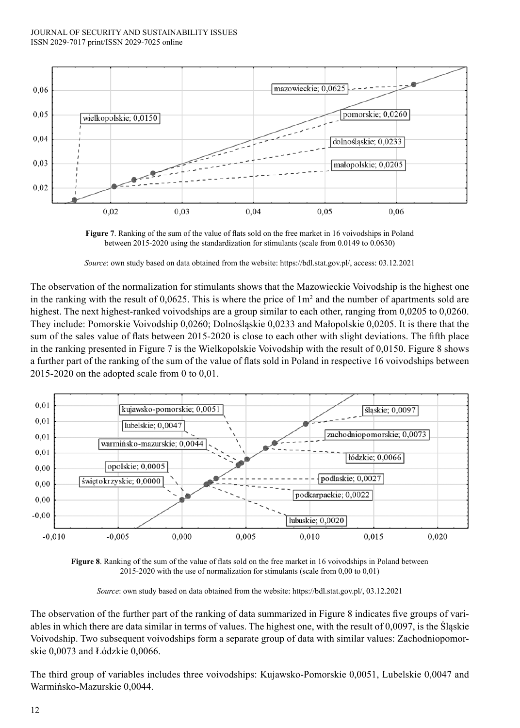**Figure 7**. Ranking of the sum of the value of flats sold on the free market in 16 voivodships in Poland between 2015-2020 using the standardization for stimulants (scale from 0.0149 to 0.0630)

*Source*: own study based on data obtained from the website: https://bdl.stat.gov.pl/, access: 03.12.2021

The observation of the normalization for stimulants shows that the Mazowieckie Voivodship is the highest one in the ranking with the result of 0,0625. This is where the price of 1m$^2$ and the number of apartments sold are highest. The next highest-ranked voivodships are a group similar to each other, ranging from 0,0205 to 0,0260. They include: Pomorskie Voivodship 0,0260; Dolnośląskie 0,0233 and Małopolskie 0,0205. It is there that the sum of the sales value of flats between 2015-2020 is close to each other with slight deviations. The fifth place in the ranking presented in Figure 7 is the Wielkopolskie Voivodship with the result of 0,0150. Figure 8 shows a further part of the ranking of the sum of the value of flats sold in Poland in respective 16 voivodships between 2015-2020 on the adopted scale from 0 to 0,01.

**Figure 8**. Ranking of the sum of the value of flats sold on the free market in 16 voivodships in Poland between 2015-2020 with the use of normalization for stimulants (scale from 0,00 to 0,01)

*Source*: own study based on data obtained from the website: https://bdl.stat.gov.pl/, 03.12.2021

The observation of the further part of the ranking of data summarized in Figure 8 indicates five groups of variables in which there are data similar in terms of values. The highest one, with the result of 0,0097, is the Śląskie Voivodship. Two subsequent voivodships form a separate group of data with similar values: Zachodniopomorskie 0,0073 and Łódzkie 0,0066.

The third group of variables includes three voivodships: Kujawsko-Pomorskie 0,0051, Lubelskie 0,0047 and Warmińsko-Mazurskie 0,0044.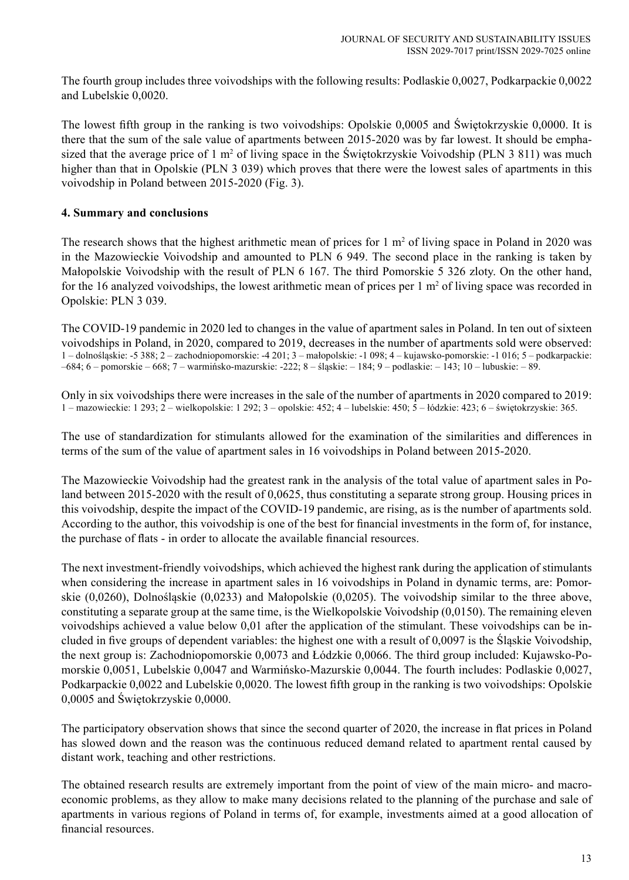The fourth group includes three voivodships with the following results: Podlaskie 0,0027, Podkarpackie 0,0022 and Lubelskie 0,0020.

The lowest fifth group in the ranking is two voivodships: Opolskie 0,0005 and Świętokrzyskie 0,0000. It is there that the sum of the sale value of apartments between 2015-2020 was by far lowest. It should be emphasized that the average price of 1 m$^2$ of living space in the Świętokrzyskie Voivodship (PLN 3 811) was much higher than that in Opolskie (PLN 3 039) which proves that there were the lowest sales of apartments in this voivodship in Poland between 2015-2020 (Fig. 3).

## 4. Summary and conclusions

The research shows that the highest arithmetic mean of prices for 1 m$^2$ of living space in Poland in 2020 was in the Mazowieckie Voivodship and amounted to PLN 6 949. The second place in the ranking is taken by Małopolskie Voivodship with the result of PLN 6 167. The third Pomorskie 5 326 zloty. On the other hand, for the 16 analyzed voivodships, the lowest arithmetic mean of prices per 1 m$^2$ of living space was recorded in Opolskie: PLN 3 039.

The COVID-19 pandemic in 2020 led to changes in the value of apartment sales in Poland. In ten out of sixteen voivodships in Poland, in 2020, compared to 2019, decreases in the number of apartments sold were observed: 1 – dolnośląskie: -5 388; 2 – zachodniopomorskie: -4 201; 3 – małopolskie: -1 098; 4 – kujawsko-pomorskie: -1 016; 5 – podkarpackie: –684; 6 – pomorskie – 668; 7 – warmińsko-mazurskie: -222; 8 – śląskie: – 184; 9 – podlaskie: – 143; 10 – lubuskie: – 89.

Only in six voivodships there were increases in the sale of the number of apartments in 2020 compared to 2019: 1 – mazowieckie: 1 293; 2 – wielkopolskie: 1 292; 3 – opolskie: 452; 4 – lubelskie: 450; 5 – łódzkie: 423; 6 – świętokrzyskie: 365.

The use of standardization for stimulants allowed for the examination of the similarities and differences in terms of the sum of the value of apartment sales in 16 voivodships in Poland between 2015-2020.

The Mazowieckie Voivodship had the greatest rank in the analysis of the total value of apartment sales in Poland between 2015-2020 with the result of 0,0625, thus constituting a separate strong group. Housing prices in this voivodship, despite the impact of the COVID-19 pandemic, are rising, as is the number of apartments sold. According to the author, this voivodship is one of the best for financial investments in the form of, for instance, the purchase of flats - in order to allocate the available financial resources.

The next investment-friendly voivodships, which achieved the highest rank during the application of stimulants when considering the increase in apartment sales in 16 voivodships in Poland in dynamic terms, are: Pomorskie (0,0260), Dolnośląskie (0,0233) and Małopolskie (0,0205). The voivodship similar to the three above, constituting a separate group at the same time, is the Wielkopolskie Voivodship (0,0150). The remaining eleven voivodships achieved a value below 0,01 after the application of the stimulant. These voivodships can be included in five groups of dependent variables: the highest one with a result of 0,0097 is the Śląskie Voivodship, the next group is: Zachodniopomorskie 0,0073 and Łódzkie 0,0066. The third group included: Kujawsko-Pomorskie 0,0051, Lubelskie 0,0047 and Warmińsko-Mazurskie 0,0044. The fourth includes: Podlaskie 0,0027, Podkarpackie 0,0022 and Lubelskie 0,0020. The lowest fifth group in the ranking is two voivodships: Opolskie 0,0005 and Świętokrzyskie 0,0000.

The participatory observation shows that since the second quarter of 2020, the increase in flat prices in Poland has slowed down and the reason was the continuous reduced demand related to apartment rental caused by distant work, teaching and other restrictions.

The obtained research results are extremely important from the point of view of the main micro- and macroeconomic problems, as they allow to make many decisions related to the planning of the purchase and sale of apartments in various regions of Poland in terms of, for example, investments aimed at a good allocation of financial resources.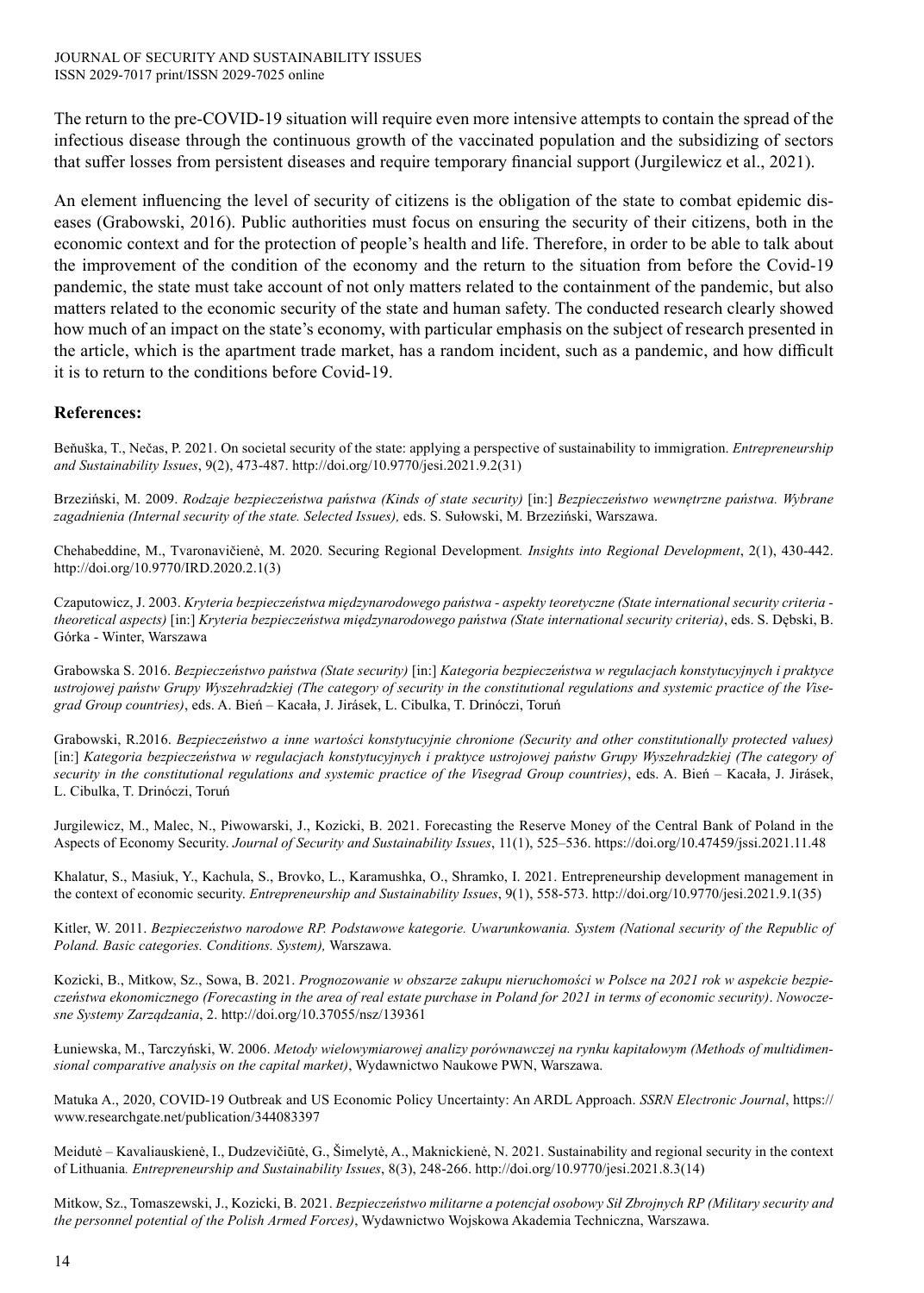The return to the pre-COVID-19 situation will require even more intensive attempts to contain the spread of the infectious disease through the continuous growth of the vaccinated population and the subsidizing of sectors that suffer losses from persistent diseases and require temporary financial support (Jurgilewicz et al., 2021).

An element influencing the level of security of citizens is the obligation of the state to combat epidemic diseases (Grabowski, 2016). Public authorities must focus on ensuring the security of their citizens, both in the economic context and for the protection of people's health and life. Therefore, in order to be able to talk about the improvement of the condition of the economy and the return to the situation from before the Covid-19 pandemic, the state must take account of not only matters related to the containment of the pandemic, but also matters related to the economic security of the state and human safety. The conducted research clearly showed how much of an impact on the state's economy, with particular emphasis on the subject of research presented in the article, which is the apartment trade market, has a random incident, such as a pandemic, and how difficult it is to return to the conditions before Covid-19.

## References:

Beňuška, T., Nečas, P. 2021. On societal security of the state: applying a perspective of sustainability to immigration. *Entrepreneurship and Sustainability Issues*, 9(2), 473-487. http://doi.org/10.9770/jesi.2021.9.2(31)

Brzeziński, M. 2009. *Rodzaje bezpieczeństwa państwa (Kinds of state security)* [in:] *Bezpieczeństwo wewnętrzne państwa. Wybrane zagadnienia (Internal security of the state. Selected Issues),* eds. S. Sułowski, M. Brzeziński, Warszawa.

Chehabeddine, M., Tvaronavičienė, M. 2020. Securing Regional Development. *Insights into Regional Development*, 2(1), 430-442. http://doi.org/10.9770/IRD.2020.2.1(3)

Czaputowicz, J. 2003. *Kryteria bezpieczeństwa międzynarodowego państwa - aspekty teoretyczne (State international security criteria - theoretical aspects)* [in:] *Kryteria bezpieczeństwa międzynarodowego państwa (State international security criteria)*, eds. S. Dębski, B. Górka - Winter, Warszawa

Grabowska S. 2016. *Bezpieczeństwo państwa (State security)* [in:] *Kategoria bezpieczeństwa w regulacjach konstytucyjnych i praktyce ustrojowej państw Grupy Wyszehradzkiej (The category of security in the constitutional regulations and systemic practice of the Visegrad Group countries)*, eds. A. Bień – Kacała, J. Jirásek, L. Cibulka, T. Drinóczi, Toruń

Grabowski, R.2016. *Bezpieczeństwo a inne wartości konstytucyjnie chronione (Security and other constitutionally protected values)* [in:] *Kategoria bezpieczeństwa w regulacjach konstytucyjnych i praktyce ustrojowej państw Grupy Wyszehradzkiej (The category of security in the constitutional regulations and systemic practice of the Visegrad Group countries)*, eds. A. Bień – Kacała, J. Jirásek, L. Cibulka, T. Drinóczi, Toruń

Jurgilewicz, M., Malec, N., Piwowarski, J., Kozicki, B. 2021. Forecasting the Reserve Money of the Central Bank of Poland in the Aspects of Economy Security. *Journal of Security and Sustainability Issues*, 11(1), 525–536. https://doi.org/10.47459/jssi.2021.11.48

Khalatur, S., Masiuk, Y., Kachula, S., Brovko, L., Karamushka, O., Shramko, I. 2021. Entrepreneurship development management in the context of economic security. *Entrepreneurship and Sustainability Issues*, 9(1), 558-573. http://doi.org/10.9770/jesi.2021.9.1(35)

Kitler, W. 2011. *Bezpieczeństwo narodowe RP. Podstawowe kategorie. Uwarunkowania. System (National security of the Republic of Poland. Basic categories. Conditions. System),* Warszawa.

Kozicki, B., Mitkow, Sz., Sowa, B. 2021. *Prognozowanie w obszarze zakupu nieruchomości w Polsce na 2021 rok w aspekcie bezpieczeństwa ekonomicznego (Forecasting in the area of real estate purchase in Poland for 2021 in terms of economic security)*. *Nowoczesne Systemy Zarządzania*, 2. http://doi.org/10.37055/nsz/139361

Łuniewska, M., Tarczyński, W. 2006. *Metody wielowymiarowej analizy porównawczej na rynku kapitałowym (Methods of multidimensional comparative analysis on the capital market)*, Wydawnictwo Naukowe PWN, Warszawa.

Matuka A., 2020, COVID-19 Outbreak and US Economic Policy Uncertainty: An ARDL Approach. *SSRN Electronic Journal*, https://www.researchgate.net/publication/344083397

Meidutė – Kavaliauskienė, I., Dudzevičiūtė, G., Šimelytė, A., Maknickienė, N. 2021. Sustainability and regional security in the context of Lithuania. *Entrepreneurship and Sustainability Issues*, 8(3), 248-266. http://doi.org/10.9770/jesi.2021.8.3(14)

Mitkow, Sz., Tomaszewski, J., Kozicki, B. 2021. *Bezpieczeństwo militarne a potencjał osobowy Sił Zbrojnych RP (Military security and the personnel potential of the Polish Armed Forces)*, Wydawnictwo Wojskowa Akademia Techniczna, Warszawa.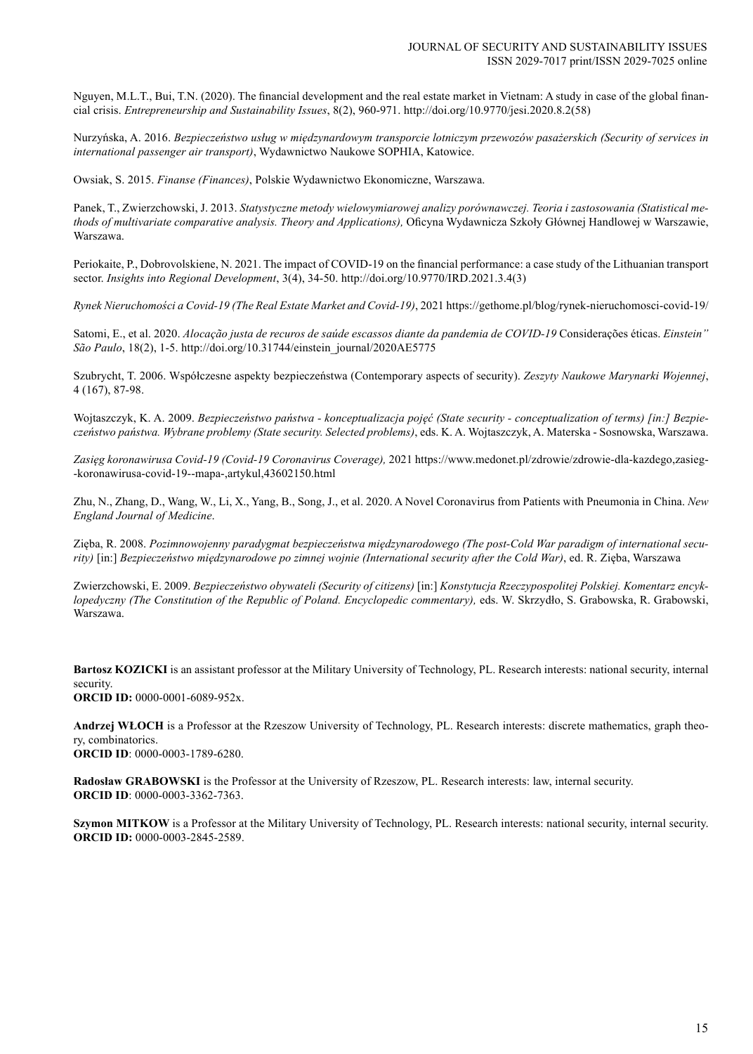Nguyen, M.L.T., Bui, T.N. (2020). The financial development and the real estate market in Vietnam: A study in case of the global financial crisis. *Entrepreneurship and Sustainability Issues*, 8(2), 960-971. http://doi.org/10.9770/jesi.2020.8.2(58)

Nurzyńska, A. 2016. *Bezpieczeństwo usług w międzynardowym transporcie lotniczym przewozów pasażerskich (Security of services in international passenger air transport)*, Wydawnictwo Naukowe SOPHIA, Katowice.

Owsiak, S. 2015. *Finanse (Finances)*, Polskie Wydawnictwo Ekonomiczne, Warszawa.

Panek, T., Zwierzchowski, J. 2013. *Statystyczne metody wielowymiarowej analizy porównawczej. Teoria i zastosowania (Statistical methods of multivariate comparative analysis. Theory and Applications),* Oficyna Wydawnicza Szkoły Głównej Handlowej w Warszawie, Warszawa.

Periokaite, P., Dobrovolskiene, N. 2021. The impact of COVID-19 on the financial performance: a case study of the Lithuanian transport sector. *Insights into Regional Development*, 3(4), 34-50. http://doi.org/10.9770/IRD.2021.3.4(3)

*Rynek Nieruchomości a Covid-19 (The Real Estate Market and Covid-19)*, 2021 https://gethome.pl/blog/rynek-nieruchomosci-covid-19/

Satomi, E., et al. 2020. *Alocação justa de recuros de saúde escassos diante da pandemia de COVID-19* Considerações éticas. *Einstein" São Paulo*, 18(2), 1-5. http://doi.org/10.31744/einstein_journal/2020AE5775

Szubrycht, T. 2006. Współczesne aspekty bezpieczeństwa (Contemporary aspects of security). *Zeszyty Naukowe Marynarki Wojennej*, 4 (167), 87-98.

Wojtaszczyk, K. A. 2009. *Bezpieczeństwo państwa - konceptualizacja pojęć (State security - conceptualization of terms) [in:] Bezpieczeństwo państwa. Wybrane problemy (State security. Selected problems)*, eds. K. A. Wojtaszczyk, A. Materska - Sosnowska, Warszawa.

*Zasięg koronawirusa Covid-19 (Covid-19 Coronavirus Coverage),* 2021 https://www.medonet.pl/zdrowie/zdrowie-dla-kazdego,zasieg--koronawirusa-covid-19--mapa-,artykul,43602150.html

Zhu, N., Zhang, D., Wang, W., Li, X., Yang, B., Song, J., et al. 2020. A Novel Coronavirus from Patients with Pneumonia in China. *New England Journal of Medicine*.

Zięba, R. 2008. *Pozimnowojenny paradygmat bezpieczeństwa międzynarodowego (The post-Cold War paradigm of international security)* [in:] *Bezpieczeństwo międzynarodowe po zimnej wojnie (International security after the Cold War)*, ed. R. Zięba, Warszawa

Zwierzchowski, E. 2009. *Bezpieczeństwo obywateli (Security of citizens)* [in:] *Konstytucja Rzeczypospolitej Polskiej. Komentarz encyklopedyczny (The Constitution of the Republic of Poland. Encyclopedic commentary),* eds. W. Skrzydło, S. Grabowska, R. Grabowski, Warszawa.

**Bartosz KOZICKI** is an assistant professor at the Military University of Technology, PL. Research interests: national security, internal security.
**ORCID ID:** 0000-0001-6089-952x.

**Andrzej WŁOCH** is a Professor at the Rzeszow University of Technology, PL. Research interests: discrete mathematics, graph theory, combinatorics.
**ORCID ID**: 0000-0003-1789-6280.

**Radosław GRABOWSKI** is the Professor at the University of Rzeszow, PL. Research interests: law, internal security.
**ORCID ID**: 0000-0003-3362-7363.

**Szymon MITKOW** is a Professor at the Military University of Technology, PL. Research interests: national security, internal security.
**ORCID ID:** 0000-0003-2845-2589.